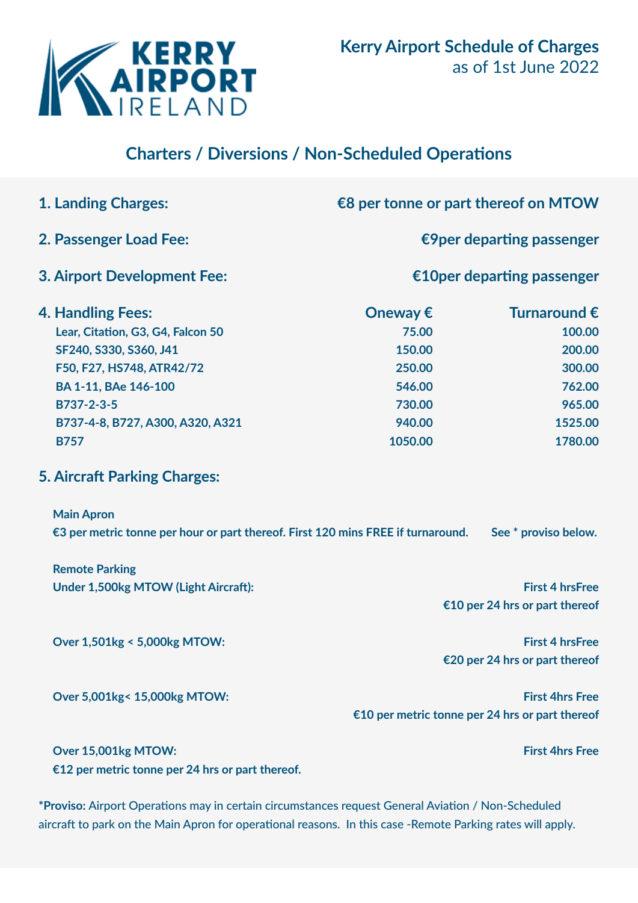# Kerry Airport Schedule of Charges
as of 1st June 2022

## Charters / Diversions / Non-Scheduled Operations

**1. Landing Charges:** €8 per tonne or part thereof on MTOW

**2. Passenger Load Fee:** €9per departing passenger

**3. Airport Development Fee:** €10per departing passenger

**4. Handling Fees:**

| | Oneway € | Turnaround € |
|---|---|---|
| Lear, Citation, G3, G4, Falcon 50 | 75.00 | 100.00 |
| SF240, S330, S360, J41 | 150.00 | 200.00 |
| F50, F27, HS748, ATR42/72 | 250.00 | 300.00 |
| BA 1-11, BAe 146-100 | 546.00 | 762.00 |
| B737-2-3-5 | 730.00 | 965.00 |
| B737-4-8, B727, A300, A320, A321 | 940.00 | 1525.00 |
| B757 | 1050.00 | 1780.00 |

**5. Aircraft Parking Charges:**

**Main Apron**
**€3 per metric tonne per hour or part thereof. First 120 mins FREE if turnaround.** **See * proviso below.**

**Remote Parking**

**Under 1,500kg MTOW (Light Aircraft):** First 4 hrsFree
€10 per 24 hrs or part thereof

**Over 1,501kg < 5,000kg MTOW:** First 4 hrsFree
€20 per 24 hrs or part thereof

**Over 5,001kg< 15,000kg MTOW:** First 4hrs Free
€10 per metric tonne per 24 hrs or part thereof

**Over 15,001kg MTOW:** First 4hrs Free
€12 per metric tonne per 24 hrs or part thereof.

***Proviso:** Airport Operations may in certain circumstances request General Aviation / Non-Scheduled aircraft to park on the Main Apron for operational reasons. In this case -Remote Parking rates will apply.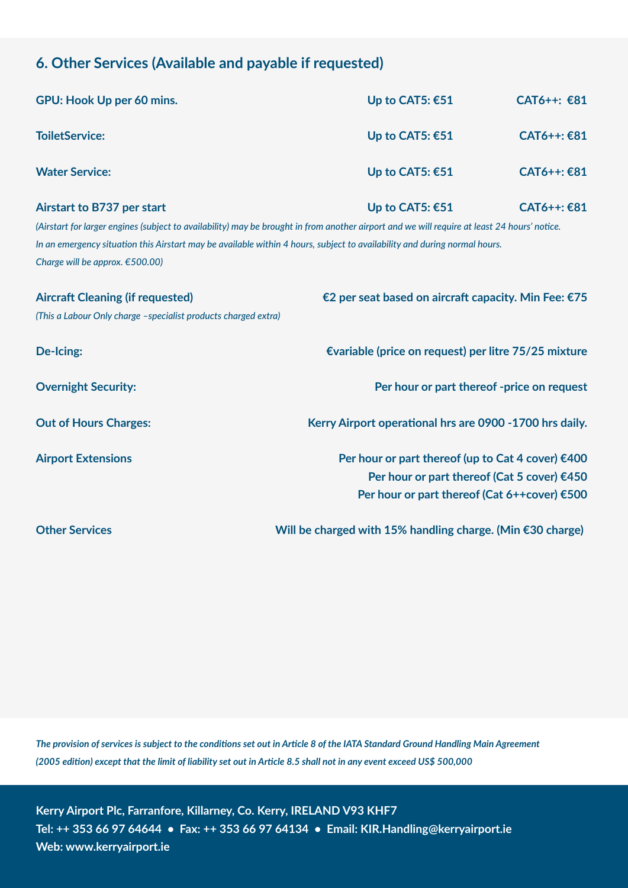## 6. Other Services (Available and payable if requested)

| | | |
|---|---|---|
| **GPU: Hook Up per 60 mins.** | **Up to CAT5: €51** | **CAT6++: €81** |
| **ToiletService:** | **Up to CAT5: €51** | **CAT6++: €81** |
| **Water Service:** | **Up to CAT5: €51** | **CAT6++: €81** |
| **Airstart to B737 per start** | **Up to CAT5: €51** | **CAT6++: €81** |

*(Airstart for larger engines (subject to availability) may be brought in from another airport and we will require at least 24 hours' notice. In an emergency situation this Airstart may be available within 4 hours, subject to availability and during normal hours. Charge will be approx. €500.00)*

**Aircraft Cleaning (if requested)** — **€2 per seat based on aircraft capacity. Min Fee: €75**

*(This a Labour Only charge –specialist products charged extra)*

**De-Icing:** — **€variable (price on request) per litre 75/25 mixture**

**Overnight Security:** — **Per hour or part thereof -price on request**

**Out of Hours Charges:** — **Kerry Airport operational hrs are 0900 -1700 hrs daily.**

**Airport Extensions**

**Per hour or part thereof (up to Cat 4 cover) €400**
**Per hour or part thereof (Cat 5 cover) €450**
**Per hour or part thereof (Cat 6++cover) €500**

**Other Services** — **Will be charged with 15% handling charge. (Min €30 charge)**

***The provision of services is subject to the conditions set out in Article 8 of the IATA Standard Ground Handling Main Agreement (2005 edition) except that the limit of liability set out in Article 8.5 shall not in any event exceed US$ 500,000***

**Kerry Airport Plc, Farranfore, Killarney, Co. Kerry, IRELAND V93 KHF7**
**Tel: ++ 353 66 97 64644 • Fax: ++ 353 66 97 64134 • Email: KIR.Handling@kerryairport.ie**
**Web: www.kerryairport.ie**